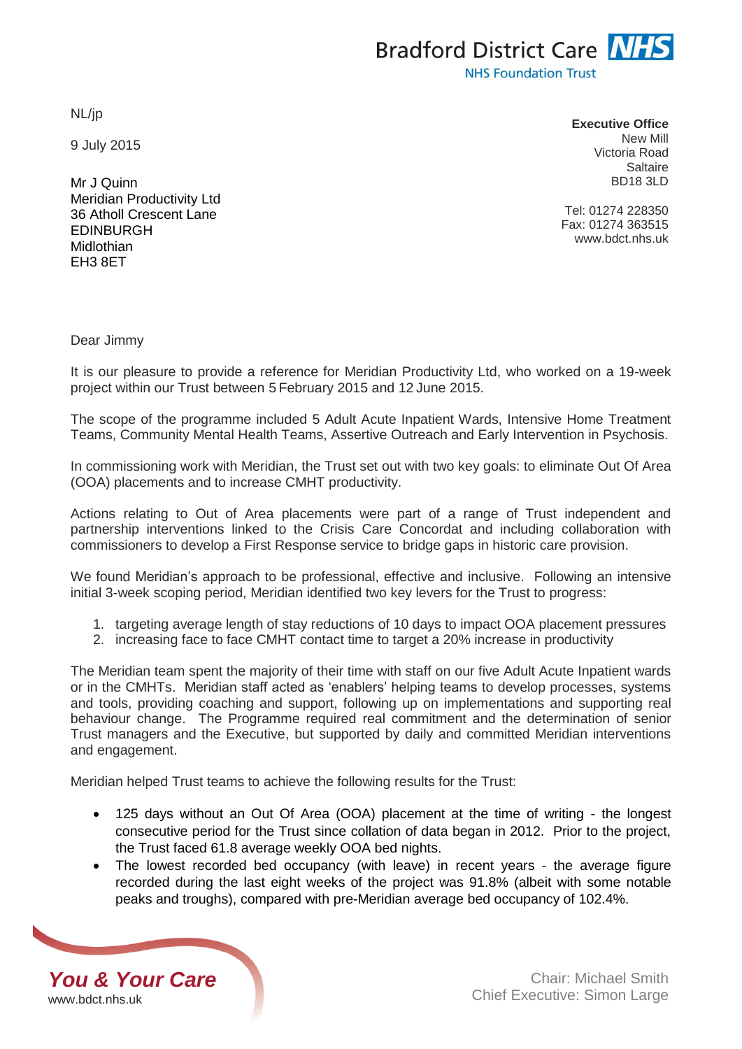Bradford District Care NHS
NHS Foundation Trust

NL/jp

9 July 2015

Mr J Quinn
Meridian Productivity Ltd
36 Atholl Crescent Lane
EDINBURGH
Midlothian
EH3 8ET

**Executive Office**
New Mill
Victoria Road
Saltaire
BD18 3LD

Tel: 01274 228350
Fax: 01274 363515
www.bdct.nhs.uk

Dear Jimmy

It is our pleasure to provide a reference for Meridian Productivity Ltd, who worked on a 19-week project within our Trust between 5 February 2015 and 12 June 2015.

The scope of the programme included 5 Adult Acute Inpatient Wards, Intensive Home Treatment Teams, Community Mental Health Teams, Assertive Outreach and Early Intervention in Psychosis.

In commissioning work with Meridian, the Trust set out with two key goals: to eliminate Out Of Area (OOA) placements and to increase CMHT productivity.

Actions relating to Out of Area placements were part of a range of Trust independent and partnership interventions linked to the Crisis Care Concordat and including collaboration with commissioners to develop a First Response service to bridge gaps in historic care provision.

We found Meridian's approach to be professional, effective and inclusive. Following an intensive initial 3-week scoping period, Meridian identified two key levers for the Trust to progress:

1. targeting average length of stay reductions of 10 days to impact OOA placement pressures
2. increasing face to face CMHT contact time to target a 20% increase in productivity

The Meridian team spent the majority of their time with staff on our five Adult Acute Inpatient wards or in the CMHTs. Meridian staff acted as 'enablers' helping teams to develop processes, systems and tools, providing coaching and support, following up on implementations and supporting real behaviour change. The Programme required real commitment and the determination of senior Trust managers and the Executive, but supported by daily and committed Meridian interventions and engagement.

Meridian helped Trust teams to achieve the following results for the Trust:

- 125 days without an Out Of Area (OOA) placement at the time of writing - the longest consecutive period for the Trust since collation of data began in 2012. Prior to the project, the Trust faced 61.8 average weekly OOA bed nights.
- The lowest recorded bed occupancy (with leave) in recent years - the average figure recorded during the last eight weeks of the project was 91.8% (albeit with some notable peaks and troughs), compared with pre-Meridian average bed occupancy of 102.4%.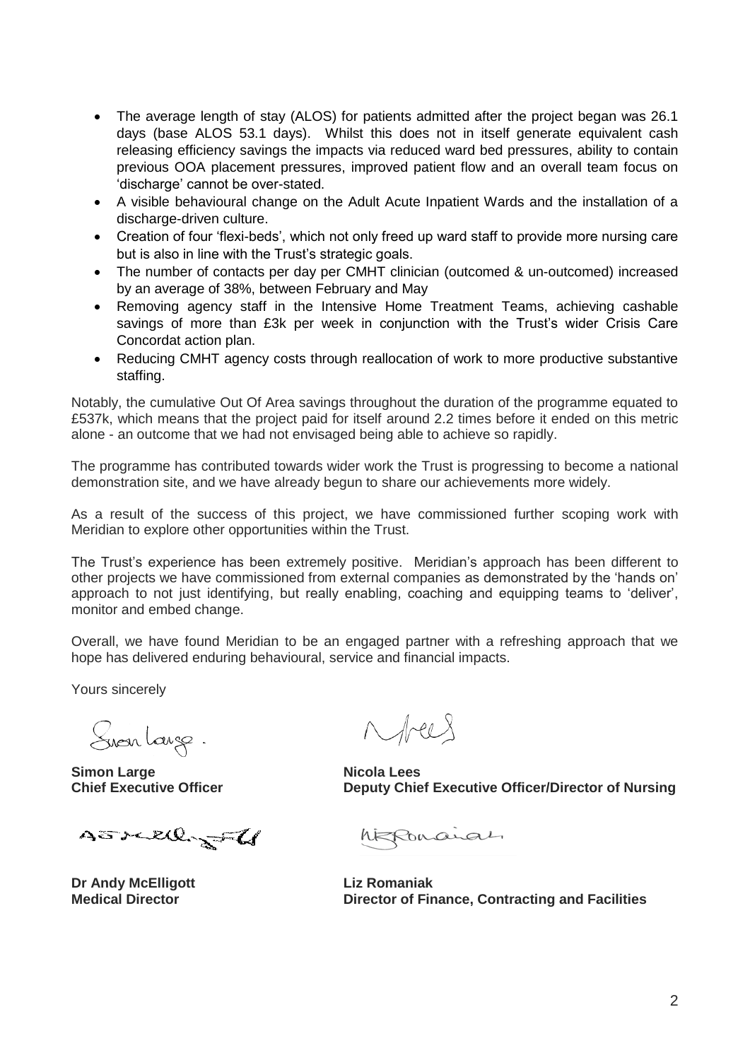- The average length of stay (ALOS) for patients admitted after the project began was 26.1 days (base ALOS 53.1 days). Whilst this does not in itself generate equivalent cash releasing efficiency savings the impacts via reduced ward bed pressures, ability to contain previous OOA placement pressures, improved patient flow and an overall team focus on 'discharge' cannot be over-stated.
- A visible behavioural change on the Adult Acute Inpatient Wards and the installation of a discharge-driven culture.
- Creation of four 'flexi-beds', which not only freed up ward staff to provide more nursing care but is also in line with the Trust's strategic goals.
- The number of contacts per day per CMHT clinician (outcomed & un-outcomed) increased by an average of 38%, between February and May
- Removing agency staff in the Intensive Home Treatment Teams, achieving cashable savings of more than £3k per week in conjunction with the Trust's wider Crisis Care Concordat action plan.
- Reducing CMHT agency costs through reallocation of work to more productive substantive staffing.

Notably, the cumulative Out Of Area savings throughout the duration of the programme equated to £537k, which means that the project paid for itself around 2.2 times before it ended on this metric alone - an outcome that we had not envisaged being able to achieve so rapidly.

The programme has contributed towards wider work the Trust is progressing to become a national demonstration site, and we have already begun to share our achievements more widely.

As a result of the success of this project, we have commissioned further scoping work with Meridian to explore other opportunities within the Trust.

The Trust's experience has been extremely positive. Meridian's approach has been different to other projects we have commissioned from external companies as demonstrated by the 'hands on' approach to not just identifying, but really enabling, coaching and equipping teams to 'deliver', monitor and embed change.

Overall, we have found Meridian to be an engaged partner with a refreshing approach that we hope has delivered enduring behavioural, service and financial impacts.

Yours sincerely

**Simon Large**
**Chief Executive Officer**

**Nicola Lees**
**Deputy Chief Executive Officer/Director of Nursing**

**Dr Andy McElligott**
**Medical Director**

**Liz Romaniak**
**Director of Finance, Contracting and Facilities**